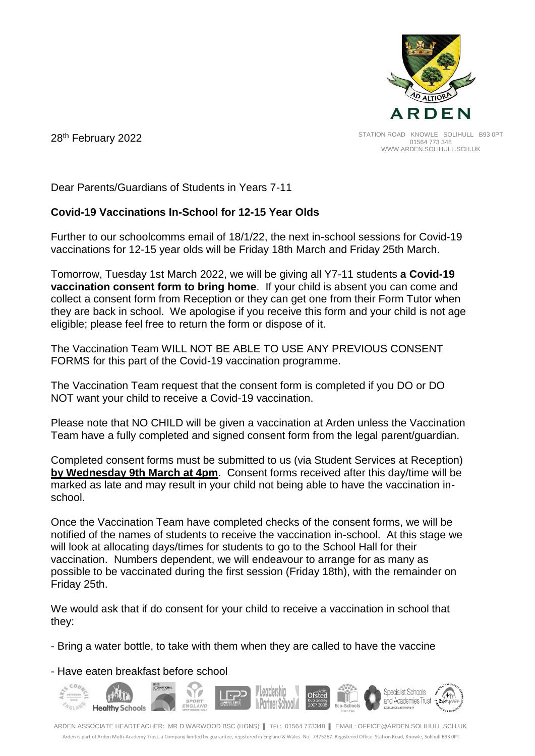STATION ROAD KNOWLE SOLIHULL B93 0PT
01564 773 348
WWW.ARDEN.SOLIHULL.SCH.UK

28th February 2022

Dear Parents/Guardians of Students in Years 7-11

**Covid-19 Vaccinations In-School for 12-15 Year Olds**

Further to our schoolcomms email of 18/1/22, the next in-school sessions for Covid-19 vaccinations for 12-15 year olds will be Friday 18th March and Friday 25th March.

Tomorrow, Tuesday 1st March 2022, we will be giving all Y7-11 students **a Covid-19 vaccination consent form to bring home**. If your child is absent you can come and collect a consent form from Reception or they can get one from their Form Tutor when they are back in school. We apologise if you receive this form and your child is not age eligible; please feel free to return the form or dispose of it.

The Vaccination Team WILL NOT BE ABLE TO USE ANY PREVIOUS CONSENT FORMS for this part of the Covid-19 vaccination programme.

The Vaccination Team request that the consent form is completed if you DO or DO NOT want your child to receive a Covid-19 vaccination.

Please note that NO CHILD will be given a vaccination at Arden unless the Vaccination Team have a fully completed and signed consent form from the legal parent/guardian.

Completed consent forms must be submitted to us (via Student Services at Reception) **by Wednesday 9th March at 4pm**. Consent forms received after this day/time will be marked as late and may result in your child not being able to have the vaccination in-school.

Once the Vaccination Team have completed checks of the consent forms, we will be notified of the names of students to receive the vaccination in-school. At this stage we will look at allocating days/times for students to go to the School Hall for their vaccination. Numbers dependent, we will endeavour to arrange for as many as possible to be vaccinated during the first session (Friday 18th), with the remainder on Friday 25th.

We would ask that if do consent for your child to receive a vaccination in school that they:

- Bring a water bottle, to take with them when they are called to have the vaccine

- Have eaten breakfast before school

ARDEN ASSOCIATE HEADTEACHER: MR D WARWOOD BSC (HONS) | TEL: 01564 773348 | EMAIL: OFFICE@ARDEN.SOLIHULL.SCH.UK
Arden is part of Arden Multi-Academy Trust, a Company limited by guarantee, registered in England & Wales. No. 7375267. Registered Office: Station Road, Knowle, Solihull B93 0PT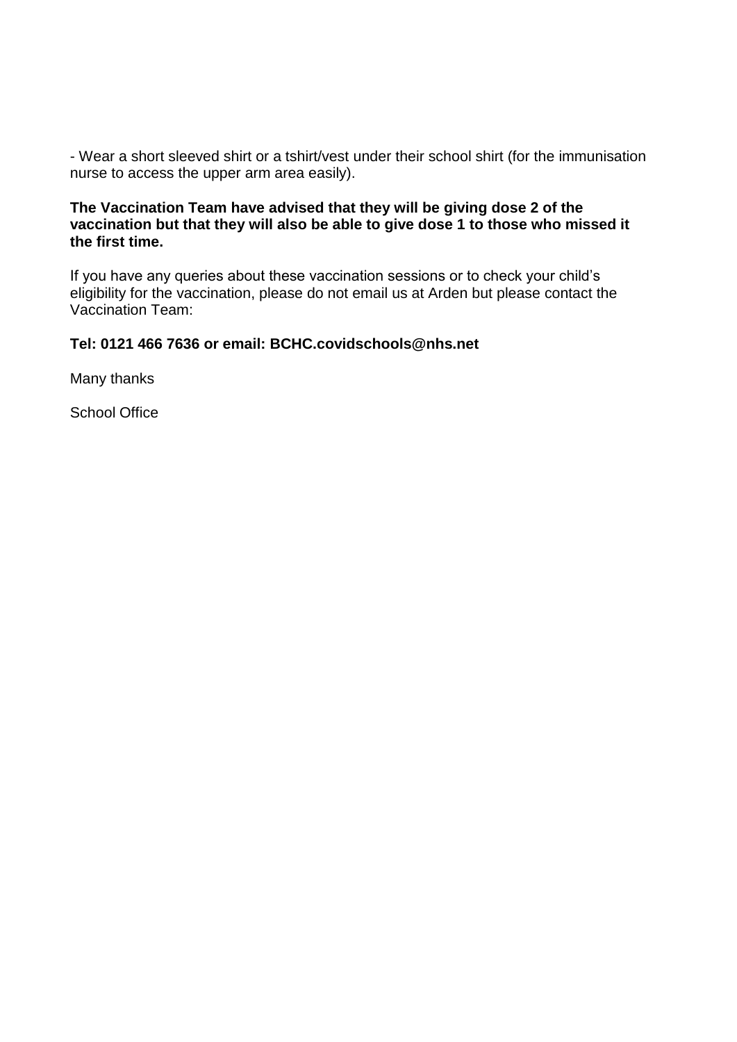- Wear a short sleeved shirt or a tshirt/vest under their school shirt (for the immunisation nurse to access the upper arm area easily).

**The Vaccination Team have advised that they will be giving dose 2 of the vaccination but that they will also be able to give dose 1 to those who missed it the first time.**

If you have any queries about these vaccination sessions or to check your child's eligibility for the vaccination, please do not email us at Arden but please contact the Vaccination Team:

**Tel: 0121 466 7636 or email: BCHC.covidschools@nhs.net**

Many thanks

School Office